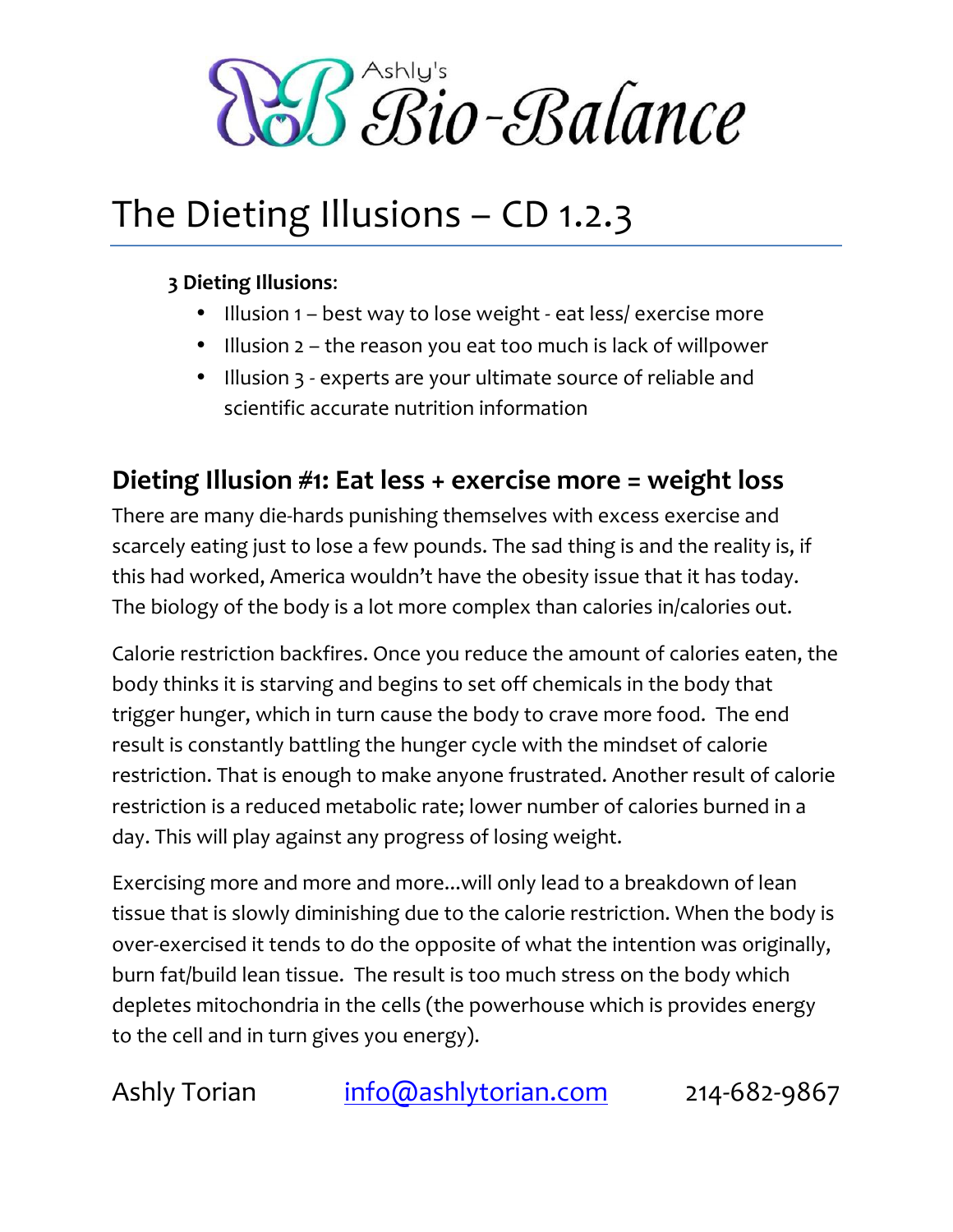Ashly's Bio-Balance

# The Dieting Illusions – CD 1.2.3

**3 Dieting Illusions**:

- Illusion 1 – best way to lose weight - eat less/ exercise more
- Illusion 2 – the reason you eat too much is lack of willpower
- Illusion 3 - experts are your ultimate source of reliable and scientific accurate nutrition information

## Dieting Illusion #1: Eat less + exercise more = weight loss

There are many die-hards punishing themselves with excess exercise and scarcely eating just to lose a few pounds. The sad thing is and the reality is, if this had worked, America wouldn't have the obesity issue that it has today. The biology of the body is a lot more complex than calories in/calories out.

Calorie restriction backfires. Once you reduce the amount of calories eaten, the body thinks it is starving and begins to set off chemicals in the body that trigger hunger, which in turn cause the body to crave more food. The end result is constantly battling the hunger cycle with the mindset of calorie restriction. That is enough to make anyone frustrated. Another result of calorie restriction is a reduced metabolic rate; lower number of calories burned in a day. This will play against any progress of losing weight.

Exercising more and more and more...will only lead to a breakdown of lean tissue that is slowly diminishing due to the calorie restriction. When the body is over-exercised it tends to do the opposite of what the intention was originally, burn fat/build lean tissue. The result is too much stress on the body which depletes mitochondria in the cells (the powerhouse which is provides energy to the cell and in turn gives you energy).

Ashly Torian info@ashlytorian.com 214-682-9867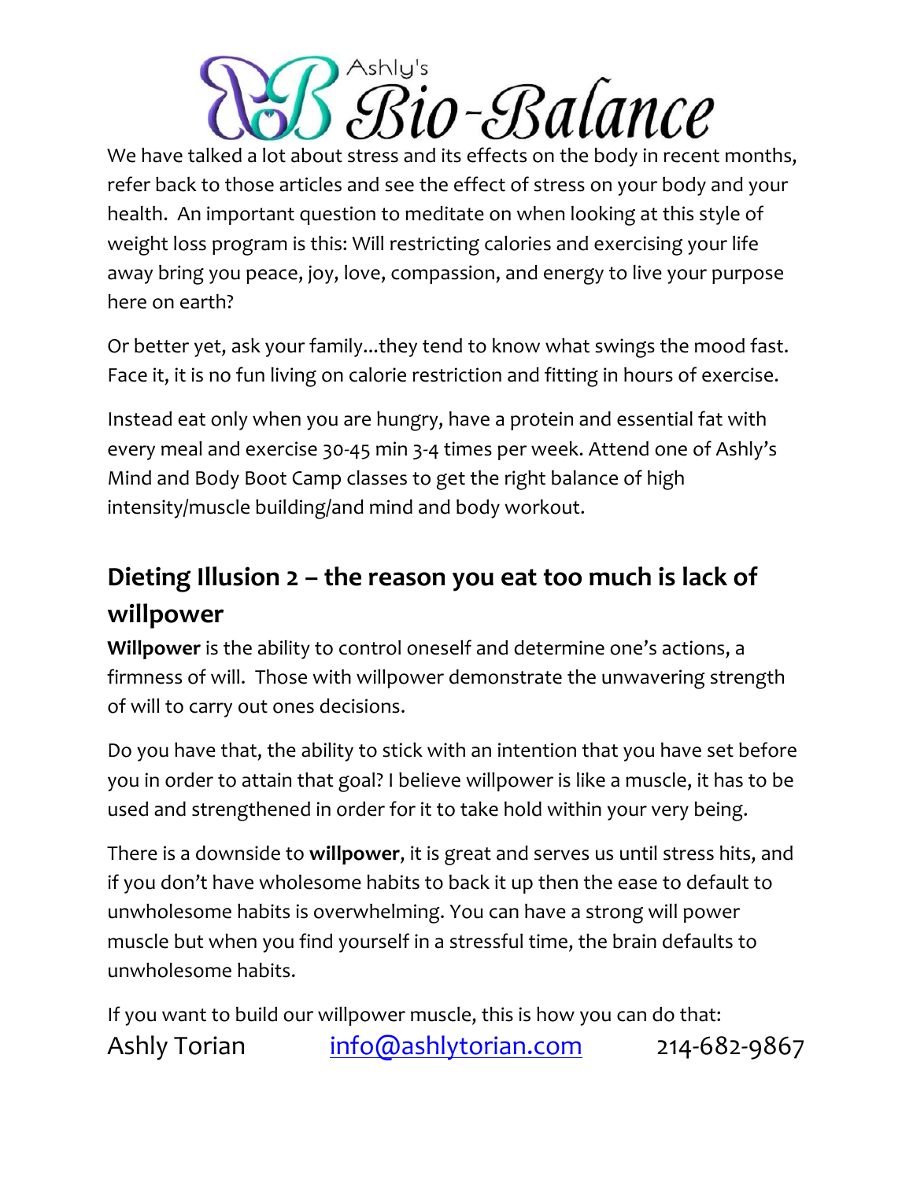We have talked a lot about stress and its effects on the body in recent months, refer back to those articles and see the effect of stress on your body and your health. An important question to meditate on when looking at this style of weight loss program is this: Will restricting calories and exercising your life away bring you peace, joy, love, compassion, and energy to live your purpose here on earth?

Or better yet, ask your family...they tend to know what swings the mood fast. Face it, it is no fun living on calorie restriction and fitting in hours of exercise.

Instead eat only when you are hungry, have a protein and essential fat with every meal and exercise 30-45 min 3-4 times per week. Attend one of Ashly's Mind and Body Boot Camp classes to get the right balance of high intensity/muscle building/and mind and body workout.

## Dieting Illusion 2 – the reason you eat too much is lack of willpower

**Willpower** is the ability to control oneself and determine one's actions, a firmness of will. Those with willpower demonstrate the unwavering strength of will to carry out ones decisions.

Do you have that, the ability to stick with an intention that you have set before you in order to attain that goal? I believe willpower is like a muscle, it has to be used and strengthened in order for it to take hold within your very being.

There is a downside to **willpower**, it is great and serves us until stress hits, and if you don't have wholesome habits to back it up then the ease to default to unwholesome habits is overwhelming. You can have a strong will power muscle but when you find yourself in a stressful time, the brain defaults to unwholesome habits.

If you want to build our willpower muscle, this is how you can do that: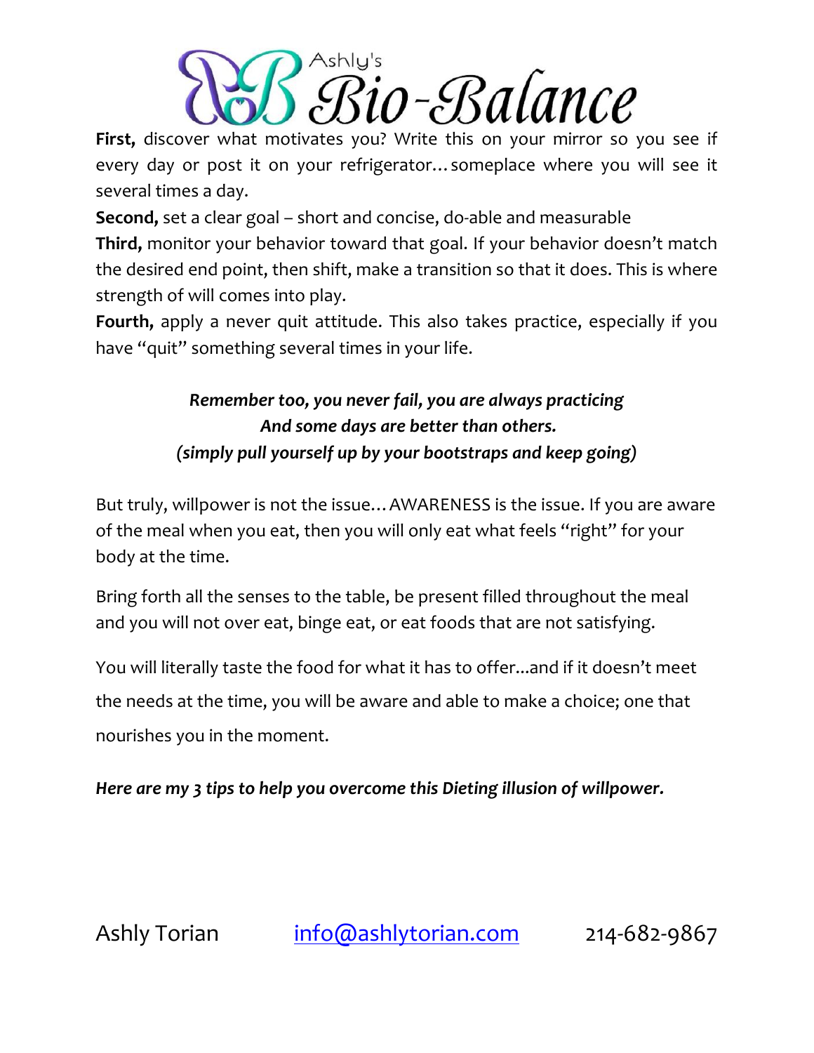**First,** discover what motivates you? Write this on your mirror so you see if every day or post it on your refrigerator… someplace where you will see it several times a day.

**Second,** set a clear goal – short and concise, do-able and measurable

**Third,** monitor your behavior toward that goal. If your behavior doesn't match the desired end point, then shift, make a transition so that it does. This is where strength of will comes into play.

**Fourth,** apply a never quit attitude. This also takes practice, especially if you have "quit" something several times in your life.

***Remember too, you never fail, you are always practicing***
***And some days are better than others.***
***(simply pull yourself up by your bootstraps and keep going)***

But truly, willpower is not the issue… AWARENESS is the issue. If you are aware of the meal when you eat, then you will only eat what feels "right" for your body at the time.

Bring forth all the senses to the table, be present filled throughout the meal and you will not over eat, binge eat, or eat foods that are not satisfying.

You will literally taste the food for what it has to offer...and if it doesn't meet the needs at the time, you will be aware and able to make a choice; one that nourishes you in the moment.

***Here are my 3 tips to help you overcome this Dieting illusion of willpower.***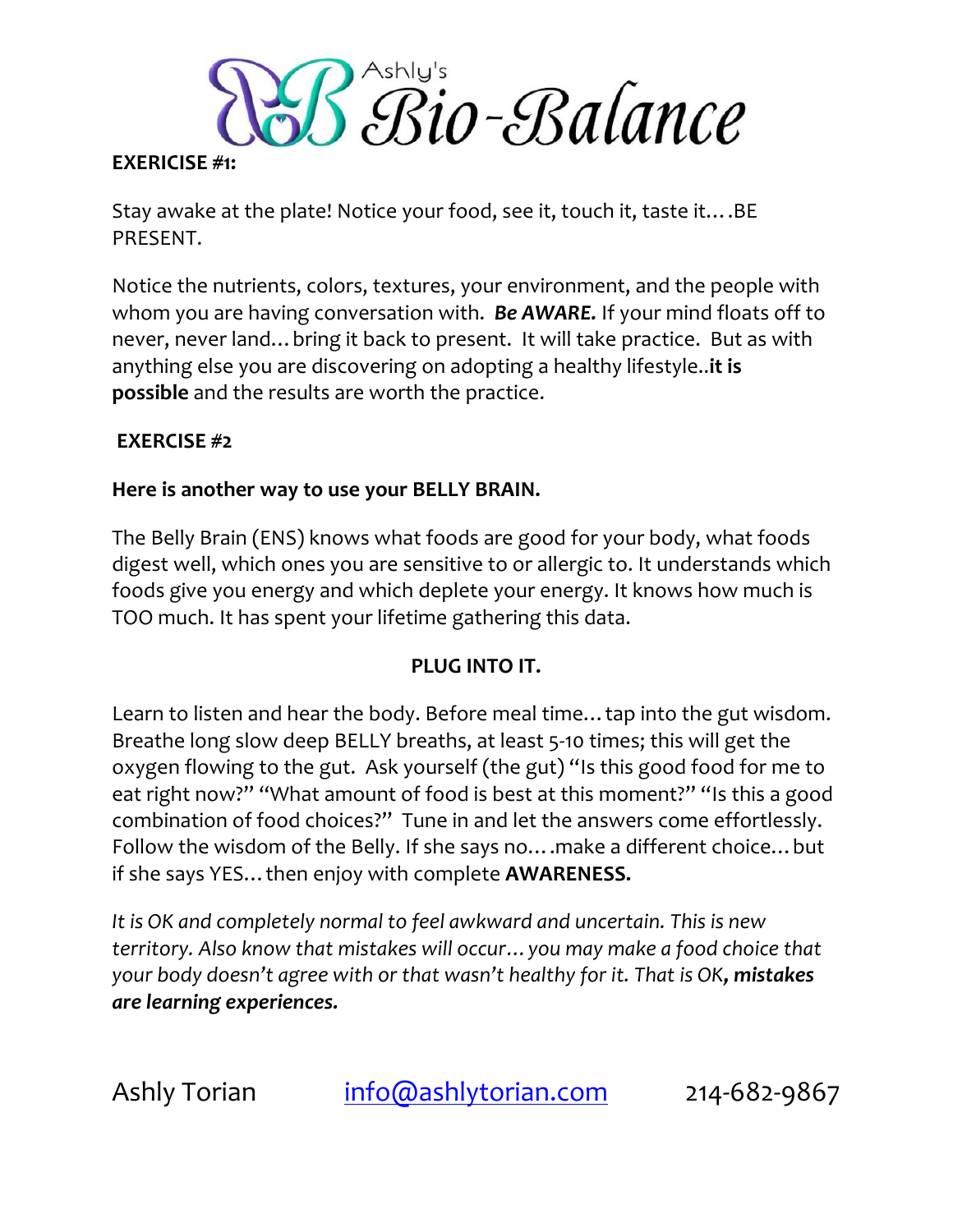Ashly's Bio-Balance

**EXERCISE #1:**

Stay awake at the plate! Notice your food, see it, touch it, taste it….BE PRESENT.

Notice the nutrients, colors, textures, your environment, and the people with whom you are having conversation with. ***Be AWARE.*** If your mind floats off to never, never land…bring it back to present. It will take practice. But as with anything else you are discovering on adopting a healthy lifestyle..**it is possible** and the results are worth the practice.

**EXERCISE #2**

**Here is another way to use your BELLY BRAIN.**

The Belly Brain (ENS) knows what foods are good for your body, what foods digest well, which ones you are sensitive to or allergic to. It understands which foods give you energy and which deplete your energy. It knows how much is TOO much. It has spent your lifetime gathering this data.

**PLUG INTO IT.**

Learn to listen and hear the body. Before meal time…tap into the gut wisdom. Breathe long slow deep BELLY breaths, at least 5-10 times; this will get the oxygen flowing to the gut. Ask yourself (the gut) "Is this good food for me to eat right now?" "What amount of food is best at this moment?" "Is this a good combination of food choices?" Tune in and let the answers come effortlessly. Follow the wisdom of the Belly. If she says no….make a different choice…but if she says YES…then enjoy with complete **AWARENESS.**

*It is OK and completely normal to feel awkward and uncertain. This is new territory. Also know that mistakes will occur…you may make a food choice that your body doesn't agree with or that wasn't healthy for it. That is OK****, mistakes are learning experiences.***

Ashly Torian [info@ashlytorian.com](mailto:info@ashlytorian.com) 214-682-9867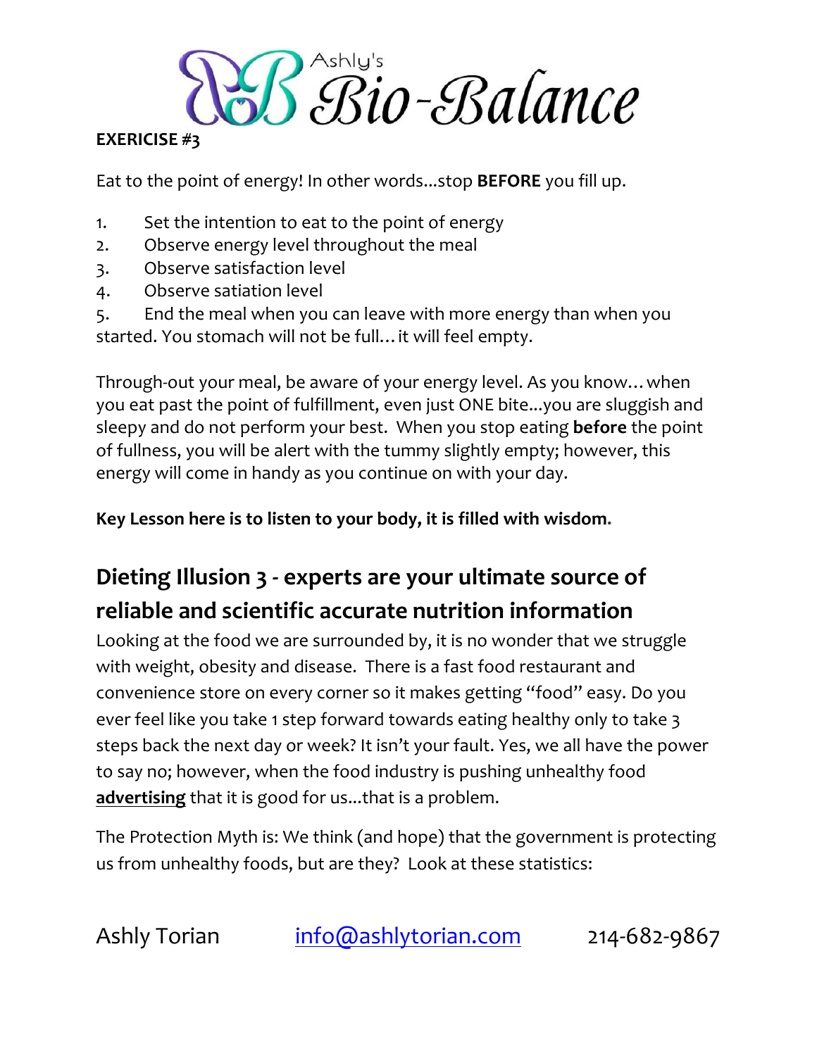**EXERICISE #3**

Eat to the point of energy! In other words...stop **BEFORE** you fill up.

1. Set the intention to eat to the point of energy
2. Observe energy level throughout the meal
3. Observe satisfaction level
4. Observe satiation level
5. End the meal when you can leave with more energy than when you started. You stomach will not be full… it will feel empty.

Through-out your meal, be aware of your energy level. As you know… when you eat past the point of fulfillment, even just ONE bite...you are sluggish and sleepy and do not perform your best. When you stop eating **before** the point of fullness, you will be alert with the tummy slightly empty; however, this energy will come in handy as you continue on with your day.

**Key Lesson here is to listen to your body, it is filled with wisdom.**

## Dieting Illusion 3 - experts are your ultimate source of reliable and scientific accurate nutrition information

Looking at the food we are surrounded by, it is no wonder that we struggle with weight, obesity and disease. There is a fast food restaurant and convenience store on every corner so it makes getting "food" easy. Do you ever feel like you take 1 step forward towards eating healthy only to take 3 steps back the next day or week? It isn't your fault. Yes, we all have the power to say no; however, when the food industry is pushing unhealthy food **advertising** that it is good for us...that is a problem.

The Protection Myth is: We think (and hope) that the government is protecting us from unhealthy foods, but are they? Look at these statistics: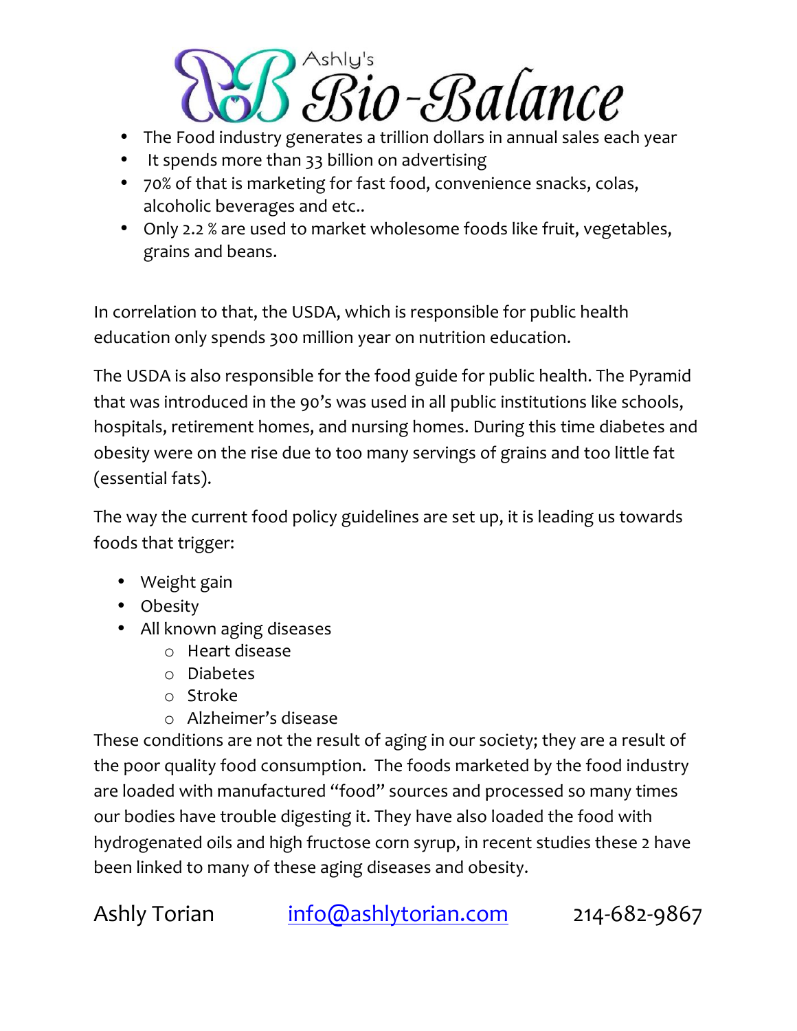# Ashly's Bio-Balance

- The Food industry generates a trillion dollars in annual sales each year
- It spends more than 33 billion on advertising
- 70% of that is marketing for fast food, convenience snacks, colas, alcoholic beverages and etc..
- Only 2.2 % are used to market wholesome foods like fruit, vegetables, grains and beans.

In correlation to that, the USDA, which is responsible for public health education only spends 300 million year on nutrition education.

The USDA is also responsible for the food guide for public health. The Pyramid that was introduced in the 90's was used in all public institutions like schools, hospitals, retirement homes, and nursing homes. During this time diabetes and obesity were on the rise due to too many servings of grains and too little fat (essential fats).

The way the current food policy guidelines are set up, it is leading us towards foods that trigger:

- Weight gain
- Obesity
- All known aging diseases
  - Heart disease
  - Diabetes
  - Stroke
  - Alzheimer's disease

These conditions are not the result of aging in our society; they are a result of the poor quality food consumption. The foods marketed by the food industry are loaded with manufactured "food" sources and processed so many times our bodies have trouble digesting it. They have also loaded the food with hydrogenated oils and high fructose corn syrup, in recent studies these 2 have been linked to many of these aging diseases and obesity.

Ashly Torian    info@ashlytorian.com    214-682-9867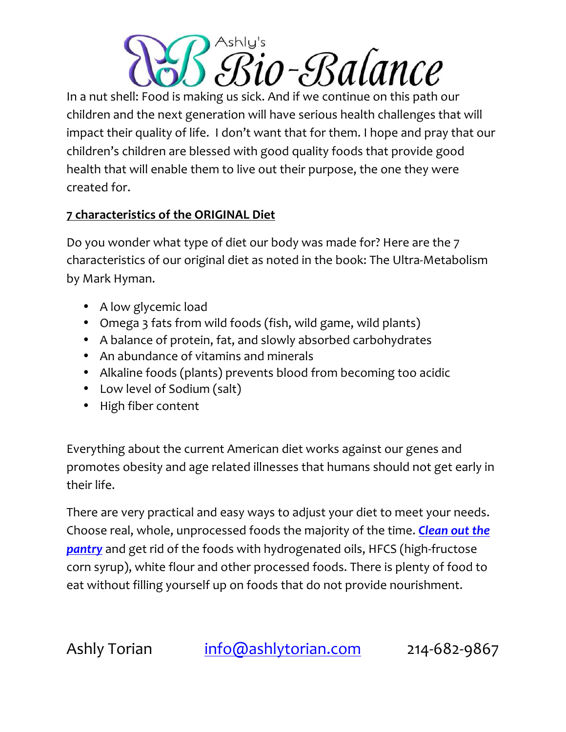In a nut shell: Food is making us sick. And if we continue on this path our children and the next generation will have serious health challenges that will impact their quality of life. I don't want that for them. I hope and pray that our children's children are blessed with good quality foods that provide good health that will enable them to live out their purpose, the one they were created for.

**7 characteristics of the ORIGINAL Diet**

Do you wonder what type of diet our body was made for? Here are the 7 characteristics of our original diet as noted in the book: The Ultra-Metabolism by Mark Hyman.

- A low glycemic load
- Omega 3 fats from wild foods (fish, wild game, wild plants)
- A balance of protein, fat, and slowly absorbed carbohydrates
- An abundance of vitamins and minerals
- Alkaline foods (plants) prevents blood from becoming too acidic
- Low level of Sodium (salt)
- High fiber content

Everything about the current American diet works against our genes and promotes obesity and age related illnesses that humans should not get early in their life.

There are very practical and easy ways to adjust your diet to meet your needs. Choose real, whole, unprocessed foods the majority of the time. ***Clean out the pantry*** and get rid of the foods with hydrogenated oils, HFCS (high-fructose corn syrup), white flour and other processed foods. There is plenty of food to eat without filling yourself up on foods that do not provide nourishment.

Ashly Torian info@ashlytorian.com 214-682-9867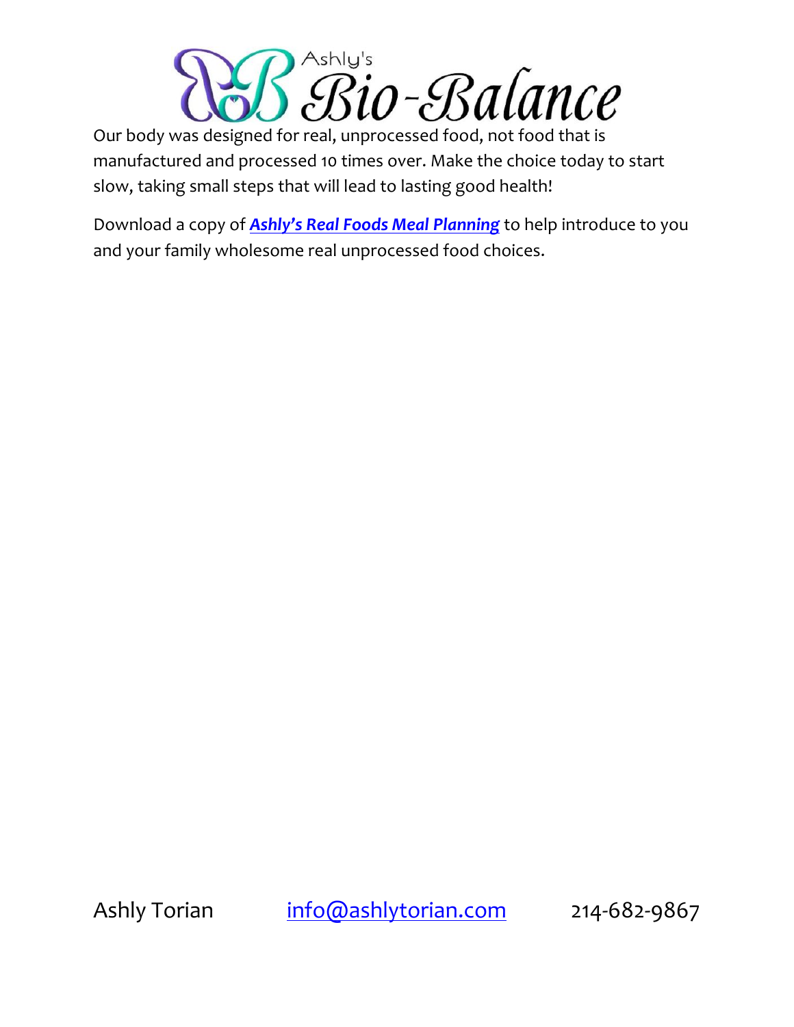Ashly's Bio-Balance

Our body was designed for real, unprocessed food, not food that is manufactured and processed 10 times over. Make the choice today to start slow, taking small steps that will lead to lasting good health!

Download a copy of ***Ashly's Real Foods Meal Planning*** to help introduce to you and your family wholesome real unprocessed food choices.

Ashly Torian info@ashlytorian.com 214-682-9867